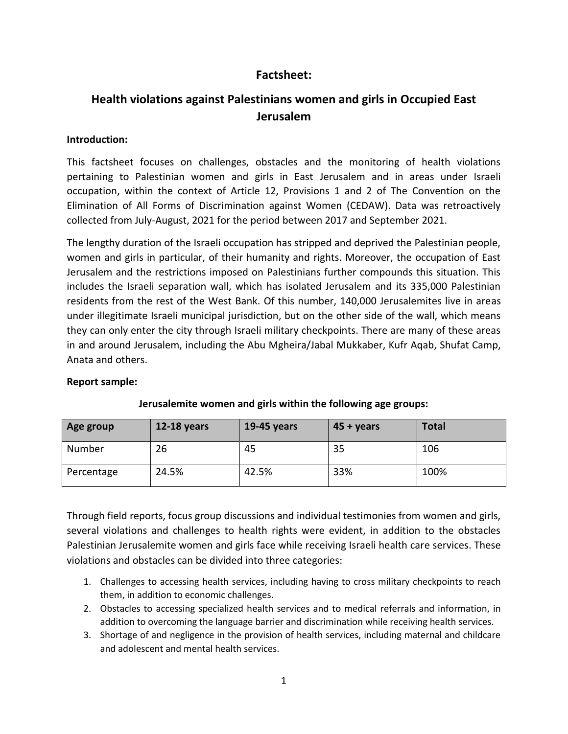# Factsheet:

## Health violations against Palestinians women and girls in Occupied East Jerusalem

**Introduction:**

This factsheet focuses on challenges, obstacles and the monitoring of health violations pertaining to Palestinian women and girls in East Jerusalem and in areas under Israeli occupation, within the context of Article 12, Provisions 1 and 2 of The Convention on the Elimination of All Forms of Discrimination against Women (CEDAW). Data was retroactively collected from July-August, 2021 for the period between 2017 and September 2021.

The lengthy duration of the Israeli occupation has stripped and deprived the Palestinian people, women and girls in particular, of their humanity and rights. Moreover, the occupation of East Jerusalem and the restrictions imposed on Palestinians further compounds this situation. This includes the Israeli separation wall, which has isolated Jerusalem and its 335,000 Palestinian residents from the rest of the West Bank. Of this number, 140,000 Jerusalemites live in areas under illegitimate Israeli municipal jurisdiction, but on the other side of the wall, which means they can only enter the city through Israeli military checkpoints. There are many of these areas in and around Jerusalem, including the Abu Mgheira/Jabal Mukkaber, Kufr Aqab, Shufat Camp, Anata and others.

**Report sample:**

**Jerusalemite women and girls within the following age groups:**

| Age group | 12-18 years | 19-45 years | 45 + years | Total |
|---|---|---|---|---|
| Number | 26 | 45 | 35 | 106 |
| Percentage | 24.5% | 42.5% | 33% | 100% |

Through field reports, focus group discussions and individual testimonies from women and girls, several violations and challenges to health rights were evident, in addition to the obstacles Palestinian Jerusalemite women and girls face while receiving Israeli health care services. These violations and obstacles can be divided into three categories:

1. Challenges to accessing health services, including having to cross military checkpoints to reach them, in addition to economic challenges.
2. Obstacles to accessing specialized health services and to medical referrals and information, in addition to overcoming the language barrier and discrimination while receiving health services.
3. Shortage of and negligence in the provision of health services, including maternal and childcare and adolescent and mental health services.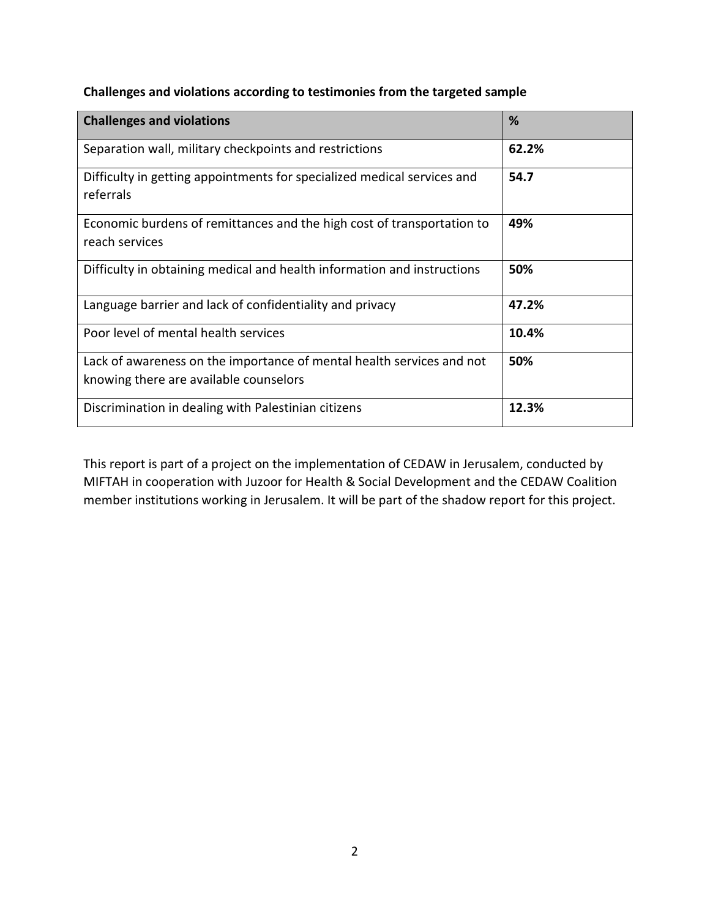**Challenges and violations according to testimonies from the targeted sample**

| Challenges and violations | % |
|---|---|
| Separation wall, military checkpoints and restrictions | **62.2%** |
| Difficulty in getting appointments for specialized medical services and referrals | **54.7** |
| Economic burdens of remittances and the high cost of transportation to reach services | **49%** |
| Difficulty in obtaining medical and health information and instructions | **50%** |
| Language barrier and lack of confidentiality and privacy | **47.2%** |
| Poor level of mental health services | **10.4%** |
| Lack of awareness on the importance of mental health services and not knowing there are available counselors | **50%** |
| Discrimination in dealing with Palestinian citizens | **12.3%** |

This report is part of a project on the implementation of CEDAW in Jerusalem, conducted by MIFTAH in cooperation with Juzoor for Health & Social Development and the CEDAW Coalition member institutions working in Jerusalem. It will be part of the shadow report for this project.